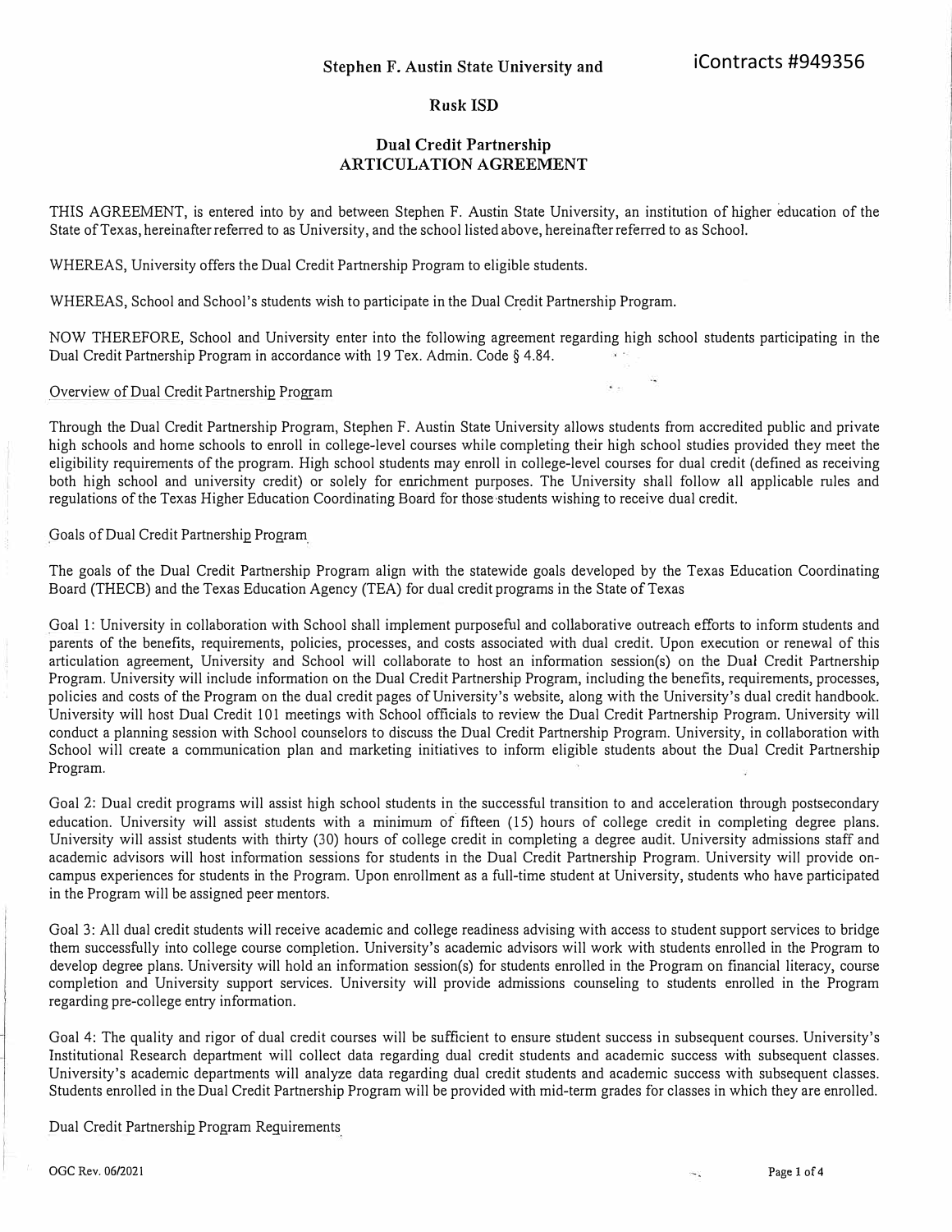**Stephen F. Austin State University and**

iContracts #949356

**Rusk ISD**

# Dual Credit Partnership ARTICULATION AGREEMENT

THIS AGREEMENT, is entered into by and between Stephen F. Austin State University, an institution of higher education of the State of Texas, hereinafter referred to as University, and the school listed above, hereinafter referred to as School.

WHEREAS, University offers the Dual Credit Partnership Program to eligible students.

WHEREAS, School and School's students wish to participate in the Dual Credit Partnership Program.

NOW THEREFORE, School and University enter into the following agreement regarding high school students participating in the Dual Credit Partnership Program in accordance with 19 Tex. Admin. Code § 4.84.

## Overview of Dual Credit Partnership Program

Through the Dual Credit Partnership Program, Stephen F. Austin State University allows students from accredited public and private high schools and home schools to enroll in college-level courses while completing their high school studies provided they meet the eligibility requirements of the program. High school students may enroll in college-level courses for dual credit (defined as receiving both high school and university credit) or solely for enrichment purposes. The University shall follow all applicable rules and regulations of the Texas Higher Education Coordinating Board for those students wishing to receive dual credit.

## Goals of Dual Credit Partnership Program

The goals of the Dual Credit Partnership Program align with the statewide goals developed by the Texas Education Coordinating Board (THECB) and the Texas Education Agency (TEA) for dual credit programs in the State of Texas

Goal 1: University in collaboration with School shall implement purposeful and collaborative outreach efforts to inform students and parents of the benefits, requirements, policies, processes, and costs associated with dual credit. Upon execution or renewal of this articulation agreement, University and School will collaborate to host an information session(s) on the Dual Credit Partnership Program. University will include information on the Dual Credit Partnership Program, including the benefits, requirements, processes, policies and costs of the Program on the dual credit pages of University's website, along with the University's dual credit handbook. University will host Dual Credit 101 meetings with School officials to review the Dual Credit Partnership Program. University will conduct a planning session with School counselors to discuss the Dual Credit Partnership Program. University, in collaboration with School will create a communication plan and marketing initiatives to inform eligible students about the Dual Credit Partnership Program.

Goal 2: Dual credit programs will assist high school students in the successful transition to and acceleration through postsecondary education. University will assist students with a minimum of fifteen (15) hours of college credit in completing degree plans. University will assist students with thirty (30) hours of college credit in completing a degree audit. University admissions staff and academic advisors will host information sessions for students in the Dual Credit Partnership Program. University will provide on-campus experiences for students in the Program. Upon enrollment as a full-time student at University, students who have participated in the Program will be assigned peer mentors.

Goal 3: All dual credit students will receive academic and college readiness advising with access to student support services to bridge them successfully into college course completion. University's academic advisors will work with students enrolled in the Program to develop degree plans. University will hold an information session(s) for students enrolled in the Program on financial literacy, course completion and University support services. University will provide admissions counseling to students enrolled in the Program regarding pre-college entry information.

Goal 4: The quality and rigor of dual credit courses will be sufficient to ensure student success in subsequent courses. University's Institutional Research department will collect data regarding dual credit students and academic success with subsequent classes. University's academic departments will analyze data regarding dual credit students and academic success with subsequent classes. Students enrolled in the Dual Credit Partnership Program will be provided with mid-term grades for classes in which they are enrolled.

## Dual Credit Partnership Program Requirements

OGC Rev. 06/2021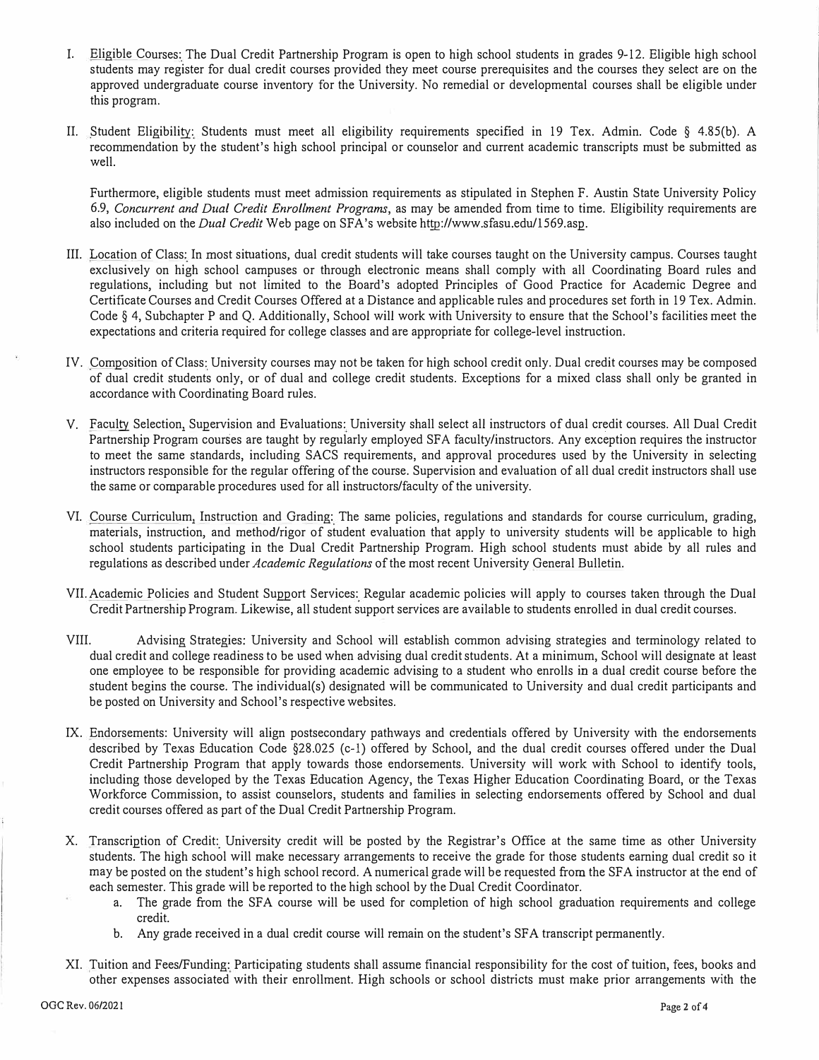I. Eligible Courses: The Dual Credit Partnership Program is open to high school students in grades 9-12. Eligible high school students may register for dual credit courses provided they meet course prerequisites and the courses they select are on the approved undergraduate course inventory for the University. No remedial or developmental courses shall be eligible under this program.

II. Student Eligibility: Students must meet all eligibility requirements specified in 19 Tex. Admin. Code § 4.85(b). A recommendation by the student's high school principal or counselor and current academic transcripts must be submitted as well.

Furthermore, eligible students must meet admission requirements as stipulated in Stephen F. Austin State University Policy 6.9, *Concurrent and Dual Credit Enrollment Programs*, as may be amended from time to time. Eligibility requirements are also included on the *Dual Credit* Web page on SFA's website http://www.sfasu.edu/1569.asp.

III. Location of Class: In most situations, dual credit students will take courses taught on the University campus. Courses taught exclusively on high school campuses or through electronic means shall comply with all Coordinating Board rules and regulations, including but not limited to the Board's adopted Principles of Good Practice for Academic Degree and Certificate Courses and Credit Courses Offered at a Distance and applicable rules and procedures set forth in 19 Tex. Admin. Code § 4, Subchapter P and Q. Additionally, School will work with University to ensure that the School's facilities meet the expectations and criteria required for college classes and are appropriate for college-level instruction.

IV. Composition of Class: University courses may not be taken for high school credit only. Dual credit courses may be composed of dual credit students only, or of dual and college credit students. Exceptions for a mixed class shall only be granted in accordance with Coordinating Board rules.

V. Faculty Selection, Supervision and Evaluations: University shall select all instructors of dual credit courses. All Dual Credit Partnership Program courses are taught by regularly employed SFA faculty/instructors. Any exception requires the instructor to meet the same standards, including SACS requirements, and approval procedures used by the University in selecting instructors responsible for the regular offering of the course. Supervision and evaluation of all dual credit instructors shall use the same or comparable procedures used for all instructors/faculty of the university.

VI. Course Curriculum, Instruction and Grading: The same policies, regulations and standards for course curriculum, grading, materials, instruction, and method/rigor of student evaluation that apply to university students will be applicable to high school students participating in the Dual Credit Partnership Program. High school students must abide by all rules and regulations as described under *Academic Regulations* of the most recent University General Bulletin.

VII. Academic Policies and Student Support Services: Regular academic policies will apply to courses taken through the Dual Credit Partnership Program. Likewise, all student support services are available to students enrolled in dual credit courses.

VIII. Advising Strategies: University and School will establish common advising strategies and terminology related to dual credit and college readiness to be used when advising dual credit students. At a minimum, School will designate at least one employee to be responsible for providing academic advising to a student who enrolls in a dual credit course before the student begins the course. The individual(s) designated will be communicated to University and dual credit participants and be posted on University and School's respective websites.

IX. Endorsements: University will align postsecondary pathways and credentials offered by University with the endorsements described by Texas Education Code §28.025 (c-1) offered by School, and the dual credit courses offered under the Dual Credit Partnership Program that apply towards those endorsements. University will work with School to identify tools, including those developed by the Texas Education Agency, the Texas Higher Education Coordinating Board, or the Texas Workforce Commission, to assist counselors, students and families in selecting endorsements offered by School and dual credit courses offered as part of the Dual Credit Partnership Program.

X. Transcription of Credit: University credit will be posted by the Registrar's Office at the same time as other University students. The high school will make necessary arrangements to receive the grade for those students earning dual credit so it may be posted on the student's high school record. A numerical grade will be requested from the SFA instructor at the end of each semester. This grade will be reported to the high school by the Dual Credit Coordinator.

   a. The grade from the SFA course will be used for completion of high school graduation requirements and college credit.
   b. Any grade received in a dual credit course will remain on the student's SFA transcript permanently.

XI. Tuition and Fees/Funding: Participating students shall assume financial responsibility for the cost of tuition, fees, books and other expenses associated with their enrollment. High schools or school districts must make prior arrangements with the

OGC Rev. 06/2021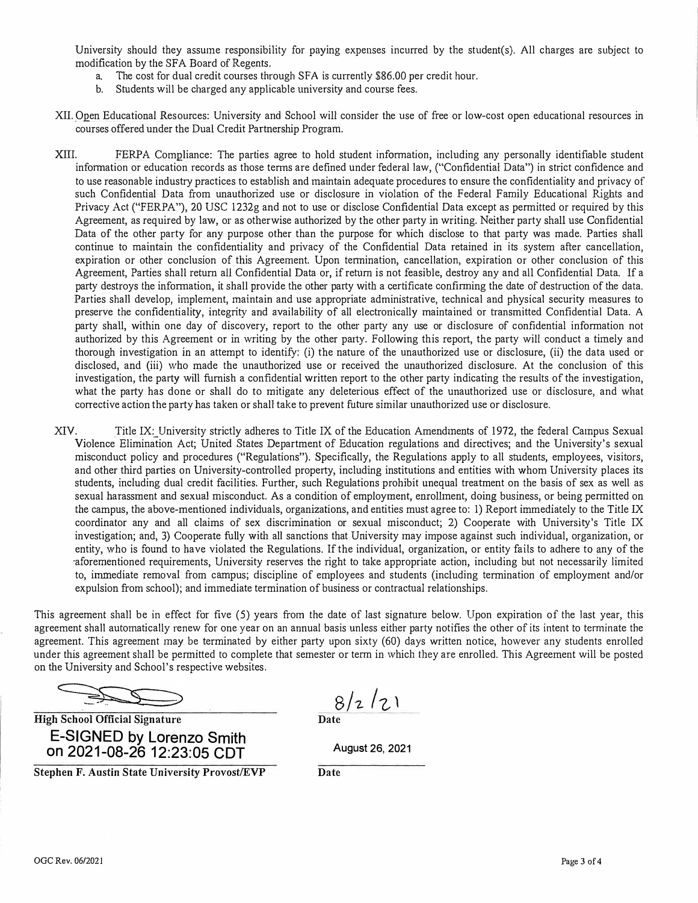University should they assume responsibility for paying expenses incurred by the student(s). All charges are subject to modification by the SFA Board of Regents.

a. The cost for dual credit courses through SFA is currently $86.00 per credit hour.
b. Students will be charged any applicable university and course fees.

XII. Open Educational Resources: University and School will consider the use of free or low-cost open educational resources in courses offered under the Dual Credit Partnership Program.

XIII. FERPA Compliance: The parties agree to hold student information, including any personally identifiable student information or education records as those terms are defined under federal law, ("Confidential Data") in strict confidence and to use reasonable industry practices to establish and maintain adequate procedures to ensure the confidentiality and privacy of such Confidential Data from unauthorized use or disclosure in violation of the Federal Family Educational Rights and Privacy Act ("FERPA"), 20 USC 1232g and not to use or disclose Confidential Data except as permitted or required by this Agreement, as required by law, or as otherwise authorized by the other party in writing. Neither party shall use Confidential Data of the other party for any purpose other than the purpose for which disclose to that party was made. Parties shall continue to maintain the confidentiality and privacy of the Confidential Data retained in its system after cancellation, expiration or other conclusion of this Agreement. Upon termination, cancellation, expiration or other conclusion of this Agreement, Parties shall return all Confidential Data or, if return is not feasible, destroy any and all Confidential Data. If a party destroys the information, it shall provide the other party with a certificate confirming the date of destruction of the data. Parties shall develop, implement, maintain and use appropriate administrative, technical and physical security measures to preserve the confidentiality, integrity and availability of all electronically maintained or transmitted Confidential Data. A party shall, within one day of discovery, report to the other party any use or disclosure of confidential information not authorized by this Agreement or in writing by the other party. Following this report, the party will conduct a timely and thorough investigation in an attempt to identify: (i) the nature of the unauthorized use or disclosure, (ii) the data used or disclosed, and (iii) who made the unauthorized use or received the unauthorized disclosure. At the conclusion of this investigation, the party will furnish a confidential written report to the other party indicating the results of the investigation, what the party has done or shall do to mitigate any deleterious effect of the unauthorized use or disclosure, and what corrective action the party has taken or shall take to prevent future similar unauthorized use or disclosure.

XIV. Title IX: University strictly adheres to Title IX of the Education Amendments of 1972, the federal Campus Sexual Violence Elimination Act; United States Department of Education regulations and directives; and the University's sexual misconduct policy and procedures ("Regulations"). Specifically, the Regulations apply to all students, employees, visitors, and other third parties on University-controlled property, including institutions and entities with whom University places its students, including dual credit facilities. Further, such Regulations prohibit unequal treatment on the basis of sex as well as sexual harassment and sexual misconduct. As a condition of employment, enrollment, doing business, or being permitted on the campus, the above-mentioned individuals, organizations, and entities must agree to: 1) Report immediately to the Title IX coordinator any and all claims of sex discrimination or sexual misconduct; 2) Cooperate with University's Title IX investigation; and, 3) Cooperate fully with all sanctions that University may impose against such individual, organization, or entity, who is found to have violated the Regulations. If the individual, organization, or entity fails to adhere to any of the aforementioned requirements, University reserves the right to take appropriate action, including but not necessarily limited to, immediate removal from campus; discipline of employees and students (including termination of employment and/or expulsion from school); and immediate termination of business or contractual relationships.

This agreement shall be in effect for five (5) years from the date of last signature below. Upon expiration of the last year, this agreement shall automatically renew for one year on an annual basis unless either party notifies the other of its intent to terminate the agreement. This agreement may be terminated by either party upon sixty (60) days written notice, however any students enrolled under this agreement shall be permitted to complete that semester or term in which they are enrolled. This Agreement will be posted on the University and School's respective websites.

| | |
|---|---|
| **High School Official Signature** | 8/2/21 **Date** |
| E-SIGNED by Lorenzo Smith on 2021-08-26 12:23:05 CDT | August 26, 2021 |
| **Stephen F. Austin State University Provost/EVP** | **Date** |

OGC Rev. 06/2021